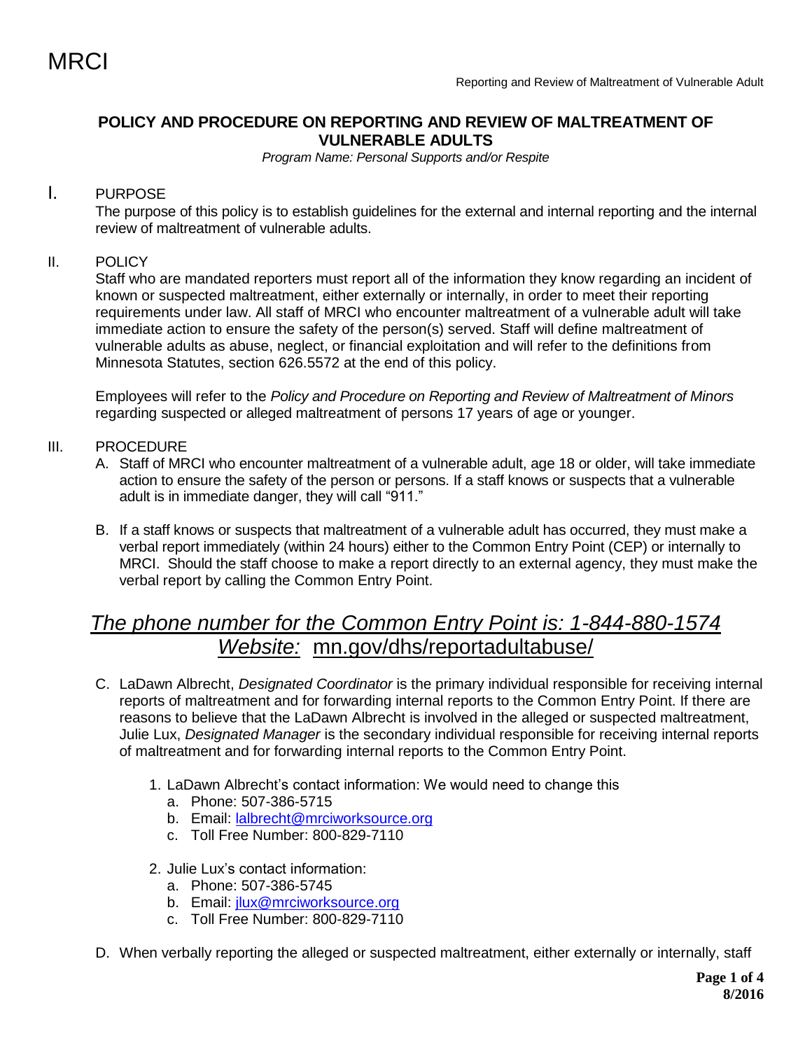MRCI

## POLICY AND PROCEDURE ON REPORTING AND REVIEW OF MALTREATMENT OF VULNERABLE ADULTS

*Program Name: Personal Supports and/or Respite*

I. PURPOSE

The purpose of this policy is to establish guidelines for the external and internal reporting and the internal review of maltreatment of vulnerable adults.

II. POLICY

Staff who are mandated reporters must report all of the information they know regarding an incident of known or suspected maltreatment, either externally or internally, in order to meet their reporting requirements under law. All staff of MRCI who encounter maltreatment of a vulnerable adult will take immediate action to ensure the safety of the person(s) served. Staff will define maltreatment of vulnerable adults as abuse, neglect, or financial exploitation and will refer to the definitions from Minnesota Statutes, section 626.5572 at the end of this policy.

Employees will refer to the *Policy and Procedure on Reporting and Review of Maltreatment of Minors* regarding suspected or alleged maltreatment of persons 17 years of age or younger.

III. PROCEDURE

A. Staff of MRCI who encounter maltreatment of a vulnerable adult, age 18 or older, will take immediate action to ensure the safety of the person or persons. If a staff knows or suspects that a vulnerable adult is in immediate danger, they will call "911."

B. If a staff knows or suspects that maltreatment of a vulnerable adult has occurred, they must make a verbal report immediately (within 24 hours) either to the Common Entry Point (CEP) or internally to MRCI. Should the staff choose to make a report directly to an external agency, they must make the verbal report by calling the Common Entry Point.

*The phone number for the Common Entry Point is: 1-844-880-1574*
*Website:* mn.gov/dhs/reportadultabuse/

C. LaDawn Albrecht, *Designated Coordinator* is the primary individual responsible for receiving internal reports of maltreatment and for forwarding internal reports to the Common Entry Point. If there are reasons to believe that the LaDawn Albrecht is involved in the alleged or suspected maltreatment, Julie Lux, *Designated Manager* is the secondary individual responsible for receiving internal reports of maltreatment and for forwarding internal reports to the Common Entry Point.

1. LaDawn Albrecht's contact information: We would need to change this
   a. Phone: 507-386-5715
   b. Email: lalbrecht@mrciworksource.org
   c. Toll Free Number: 800-829-7110

2. Julie Lux's contact information:
   a. Phone: 507-386-5745
   b. Email: jlux@mrciworksource.org
   c. Toll Free Number: 800-829-7110

D. When verbally reporting the alleged or suspected maltreatment, either externally or internally, staff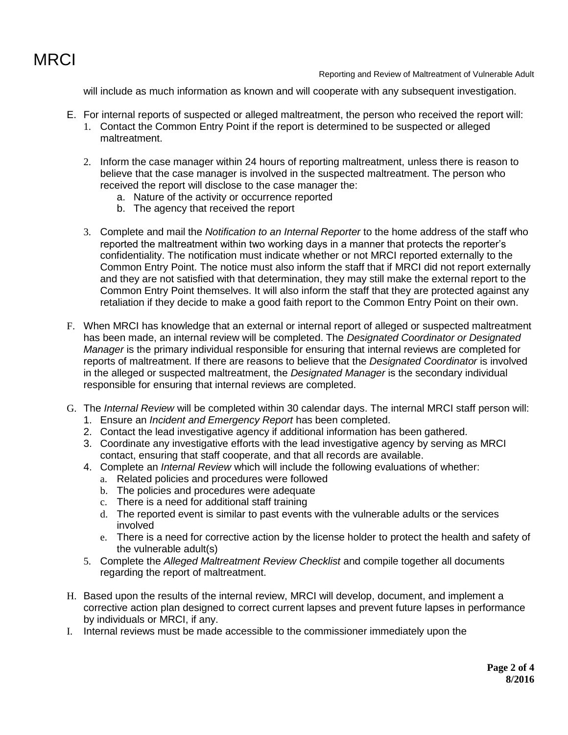will include as much information as known and will cooperate with any subsequent investigation.

E. For internal reports of suspected or alleged maltreatment, the person who received the report will:
   1. Contact the Common Entry Point if the report is determined to be suspected or alleged maltreatment.

   2. Inform the case manager within 24 hours of reporting maltreatment, unless there is reason to believe that the case manager is involved in the suspected maltreatment. The person who received the report will disclose to the case manager the:
      a. Nature of the activity or occurrence reported
      b. The agency that received the report

   3. Complete and mail the *Notification to an Internal Reporter* to the home address of the staff who reported the maltreatment within two working days in a manner that protects the reporter's confidentiality. The notification must indicate whether or not MRCI reported externally to the Common Entry Point. The notice must also inform the staff that if MRCI did not report externally and they are not satisfied with that determination, they may still make the external report to the Common Entry Point themselves. It will also inform the staff that they are protected against any retaliation if they decide to make a good faith report to the Common Entry Point on their own.

F. When MRCI has knowledge that an external or internal report of alleged or suspected maltreatment has been made, an internal review will be completed. The *Designated Coordinator or Designated Manager* is the primary individual responsible for ensuring that internal reviews are completed for reports of maltreatment. If there are reasons to believe that the *Designated Coordinator* is involved in the alleged or suspected maltreatment, the *Designated Manager* is the secondary individual responsible for ensuring that internal reviews are completed.

G. The *Internal Review* will be completed within 30 calendar days. The internal MRCI staff person will:
   1. Ensure an *Incident and Emergency Report* has been completed.
   2. Contact the lead investigative agency if additional information has been gathered.
   3. Coordinate any investigative efforts with the lead investigative agency by serving as MRCI contact, ensuring that staff cooperate, and that all records are available.
   4. Complete an *Internal Review* which will include the following evaluations of whether:
      a. Related policies and procedures were followed
      b. The policies and procedures were adequate
      c. There is a need for additional staff training
      d. The reported event is similar to past events with the vulnerable adults or the services involved
      e. There is a need for corrective action by the license holder to protect the health and safety of the vulnerable adult(s)
   5. Complete the *Alleged Maltreatment Review Checklist* and compile together all documents regarding the report of maltreatment.

H. Based upon the results of the internal review, MRCI will develop, document, and implement a corrective action plan designed to correct current lapses and prevent future lapses in performance by individuals or MRCI, if any.

I. Internal reviews must be made accessible to the commissioner immediately upon the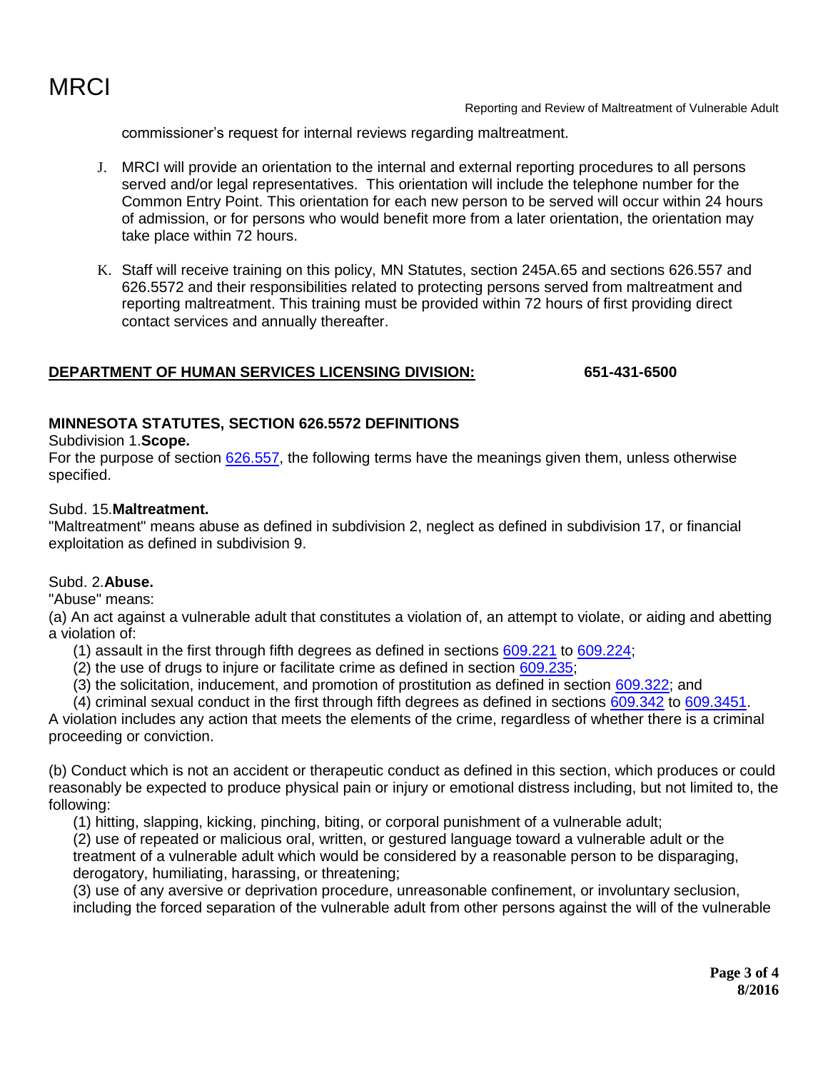commissioner's request for internal reviews regarding maltreatment.

J. MRCI will provide an orientation to the internal and external reporting procedures to all persons served and/or legal representatives. This orientation will include the telephone number for the Common Entry Point. This orientation for each new person to be served will occur within 24 hours of admission, or for persons who would benefit more from a later orientation, the orientation may take place within 72 hours.

K. Staff will receive training on this policy, MN Statutes, section 245A.65 and sections 626.557 and 626.5572 and their responsibilities related to protecting persons served from maltreatment and reporting maltreatment. This training must be provided within 72 hours of first providing direct contact services and annually thereafter.

**DEPARTMENT OF HUMAN SERVICES LICENSING DIVISION:** **651-431-6500**

**MINNESOTA STATUTES, SECTION 626.5572 DEFINITIONS**

Subdivision 1. **Scope.**
For the purpose of section 626.557, the following terms have the meanings given them, unless otherwise specified.

Subd. 15. **Maltreatment.**
"Maltreatment" means abuse as defined in subdivision 2, neglect as defined in subdivision 17, or financial exploitation as defined in subdivision 9.

Subd. 2. **Abuse.**
"Abuse" means:
(a) An act against a vulnerable adult that constitutes a violation of, an attempt to violate, or aiding and abetting a violation of:

(1) assault in the first through fifth degrees as defined in sections 609.221 to 609.224;
(2) the use of drugs to injure or facilitate crime as defined in section 609.235;
(3) the solicitation, inducement, and promotion of prostitution as defined in section 609.322; and
(4) criminal sexual conduct in the first through fifth degrees as defined in sections 609.342 to 609.3451.

A violation includes any action that meets the elements of the crime, regardless of whether there is a criminal proceeding or conviction.

(b) Conduct which is not an accident or therapeutic conduct as defined in this section, which produces or could reasonably be expected to produce physical pain or injury or emotional distress including, but not limited to, the following:

(1) hitting, slapping, kicking, pinching, biting, or corporal punishment of a vulnerable adult;
(2) use of repeated or malicious oral, written, or gestured language toward a vulnerable adult or the treatment of a vulnerable adult which would be considered by a reasonable person to be disparaging, derogatory, humiliating, harassing, or threatening;
(3) use of any aversive or deprivation procedure, unreasonable confinement, or involuntary seclusion, including the forced separation of the vulnerable adult from other persons against the will of the vulnerable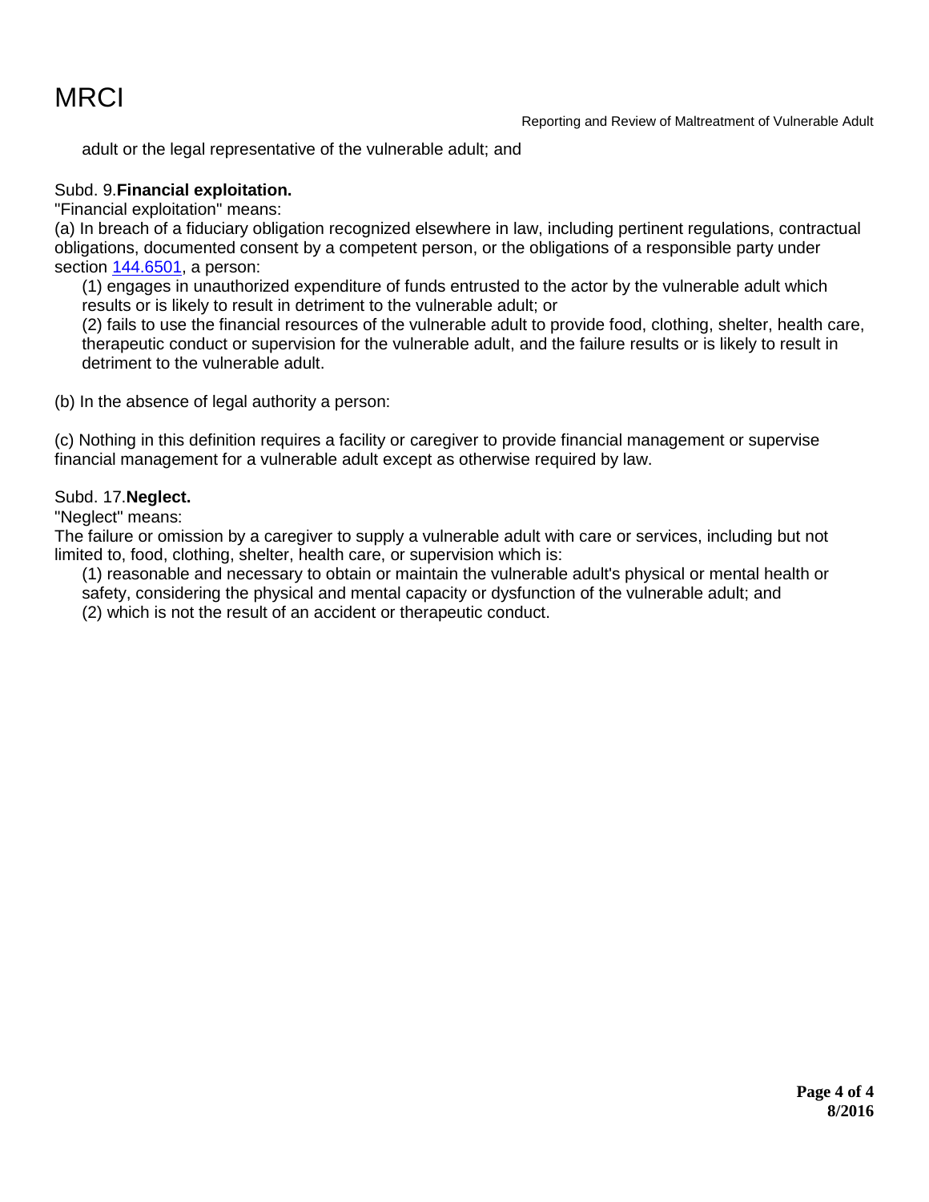adult or the legal representative of the vulnerable adult; and

Subd. 9.**Financial exploitation.**

"Financial exploitation" means:

(a) In breach of a fiduciary obligation recognized elsewhere in law, including pertinent regulations, contractual obligations, documented consent by a competent person, or the obligations of a responsible party under section 144.6501, a person:

(1) engages in unauthorized expenditure of funds entrusted to the actor by the vulnerable adult which results or is likely to result in detriment to the vulnerable adult; or

(2) fails to use the financial resources of the vulnerable adult to provide food, clothing, shelter, health care, therapeutic conduct or supervision for the vulnerable adult, and the failure results or is likely to result in detriment to the vulnerable adult.

(b) In the absence of legal authority a person:

(c) Nothing in this definition requires a facility or caregiver to provide financial management or supervise financial management for a vulnerable adult except as otherwise required by law.

Subd. 17.**Neglect.**

"Neglect" means:

The failure or omission by a caregiver to supply a vulnerable adult with care or services, including but not limited to, food, clothing, shelter, health care, or supervision which is:

(1) reasonable and necessary to obtain or maintain the vulnerable adult's physical or mental health or safety, considering the physical and mental capacity or dysfunction of the vulnerable adult; and

(2) which is not the result of an accident or therapeutic conduct.